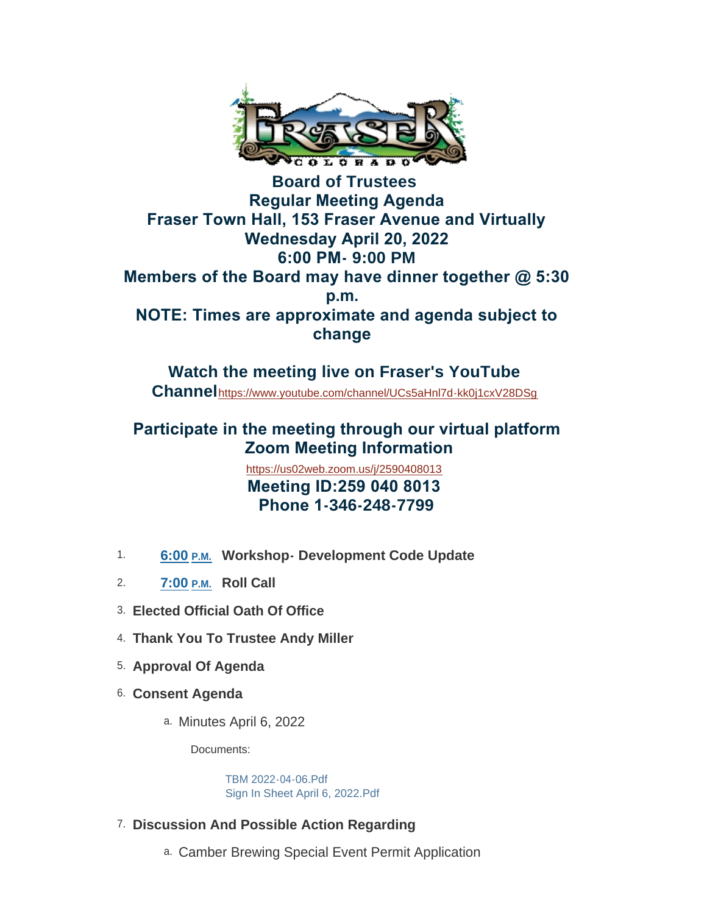# Board of Trustees
## Regular Meeting Agenda
## Fraser Town Hall, 153 Fraser Avenue and Virtually
## Wednesday April 20, 2022
## 6:00 PM- 9:00 PM
## Members of the Board may have dinner together @ 5:30 p.m.
## NOTE: Times are approximate and agenda subject to change

## Watch the meeting live on Fraser's YouTube Channel https://www.youtube.com/channel/UCs5aHnl7d-kk0j1cxV28DSg

## Participate in the meeting through our virtual platform Zoom Meeting Information

https://us02web.zoom.us/j/2590408013

**Meeting ID:259 040 8013**
**Phone 1-346-248-7799**

1. **6:00 P.M. Workshop- Development Code Update**
2. **7:00 P.M. Roll Call**
3. **Elected Official Oath Of Office**
4. **Thank You To Trustee Andy Miller**
5. **Approval Of Agenda**
6. **Consent Agenda**
   a. Minutes April 6, 2022

      Documents:

      TBM 2022-04-06.Pdf
      Sign In Sheet April 6, 2022.Pdf

7. **Discussion And Possible Action Regarding**
   a. Camber Brewing Special Event Permit Application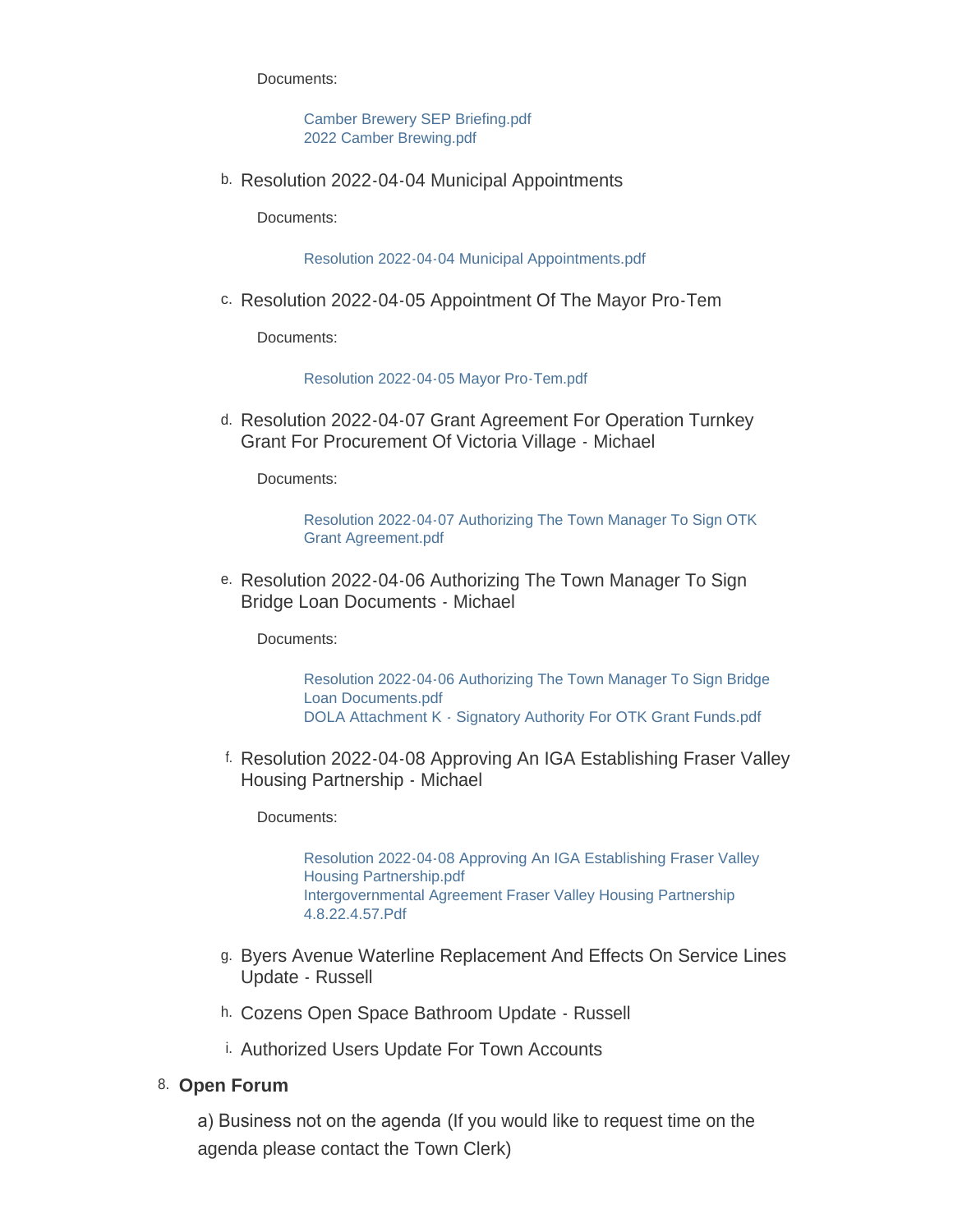Documents:

Camber Brewery SEP Briefing.pdf
2022 Camber Brewing.pdf

b. Resolution 2022-04-04 Municipal Appointments

Documents:

Resolution 2022-04-04 Municipal Appointments.pdf

c. Resolution 2022-04-05 Appointment Of The Mayor Pro-Tem

Documents:

Resolution 2022-04-05 Mayor Pro-Tem.pdf

d. Resolution 2022-04-07 Grant Agreement For Operation Turnkey Grant For Procurement Of Victoria Village - Michael

Documents:

Resolution 2022-04-07 Authorizing The Town Manager To Sign OTK Grant Agreement.pdf

e. Resolution 2022-04-06 Authorizing The Town Manager To Sign Bridge Loan Documents - Michael

Documents:

Resolution 2022-04-06 Authorizing The Town Manager To Sign Bridge Loan Documents.pdf
DOLA Attachment K - Signatory Authority For OTK Grant Funds.pdf

f. Resolution 2022-04-08 Approving An IGA Establishing Fraser Valley Housing Partnership - Michael

Documents:

Resolution 2022-04-08 Approving An IGA Establishing Fraser Valley Housing Partnership.pdf
Intergovernmental Agreement Fraser Valley Housing Partnership 4.8.22.4.57.Pdf

g. Byers Avenue Waterline Replacement And Effects On Service Lines Update - Russell

h. Cozens Open Space Bathroom Update - Russell

i. Authorized Users Update For Town Accounts

8. **Open Forum**

a) Business not on the agenda (If you would like to request time on the agenda please contact the Town Clerk)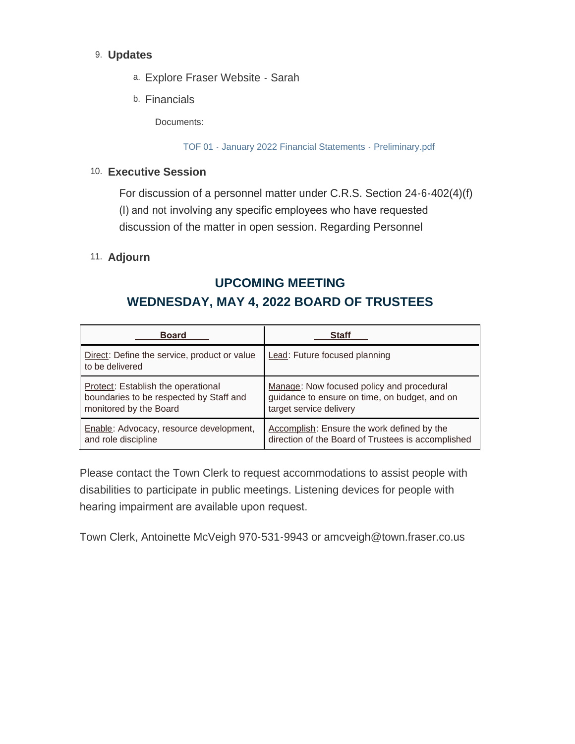9. **Updates**
   a. Explore Fraser Website - Sarah
   b. Financials

      Documents:

      TOF 01 - January 2022 Financial Statements - Preliminary.pdf

10. **Executive Session**

    For discussion of a personnel matter under C.R.S. Section 24-6-402(4)(f)(I) and not involving any specific employees who have requested discussion of the matter in open session. Regarding Personnel

11. **Adjourn**

## UPCOMING MEETING
## WEDNESDAY, MAY 4, 2022 BOARD OF TRUSTEES

| Board | Staff |
|---|---|
| Direct: Define the service, product or value to be delivered | Lead: Future focused planning |
| Protect: Establish the operational boundaries to be respected by Staff and monitored by the Board | Manage: Now focused policy and procedural guidance to ensure on time, on budget, and on target service delivery |
| Enable: Advocacy, resource development, and role discipline | Accomplish: Ensure the work defined by the direction of the Board of Trustees is accomplished |

Please contact the Town Clerk to request accommodations to assist people with disabilities to participate in public meetings. Listening devices for people with hearing impairment are available upon request.

Town Clerk, Antoinette McVeigh 970-531-9943 or amcveigh@town.fraser.co.us